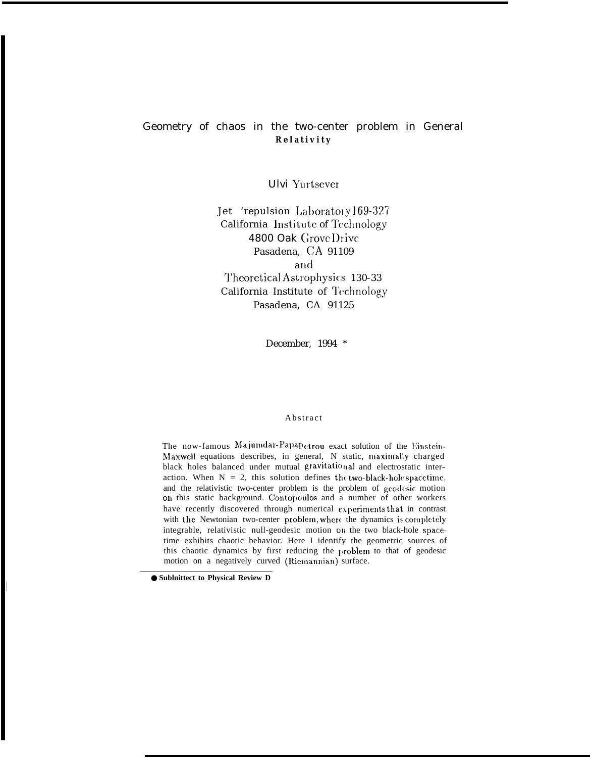# Geometry of chaos in the two-center problem in General Relativity

Ulvi Yurtsever

Jet 'repulsion Laboratory 169-327
California Institute of Technology
4800 Oak Grove Drive
Pasadena, CA 91109
and
Theoretical Astrophysics 130-33
California Institute of Technology
Pasadena, CA 91125

December, 1994 *

## Abstract

The now-famous Majumdar-Papapetrou exact solution of the Einstein-Maxwell equations describes, in general, N static, maximally charged black holes balanced under mutual gravitational and electrostatic interaction. When N = 2, this solution defines the two-black-hole spacetime, and the relativistic two-center problem is the problem of geodesic motion on this static background. Contopoulos and a number of other workers have recently discovered through numerical experiments that in contrast with the Newtonian two-center problem, where the dynamics is completely integrable, relativistic null-geodesic motion on the two black-hole spacetime exhibits chaotic behavior. Here I identify the geometric sources of this chaotic dynamics by first reducing the problem to that of geodesic motion on a negatively curved (Riemannian) surface.

* Sublnittect to Physical Review D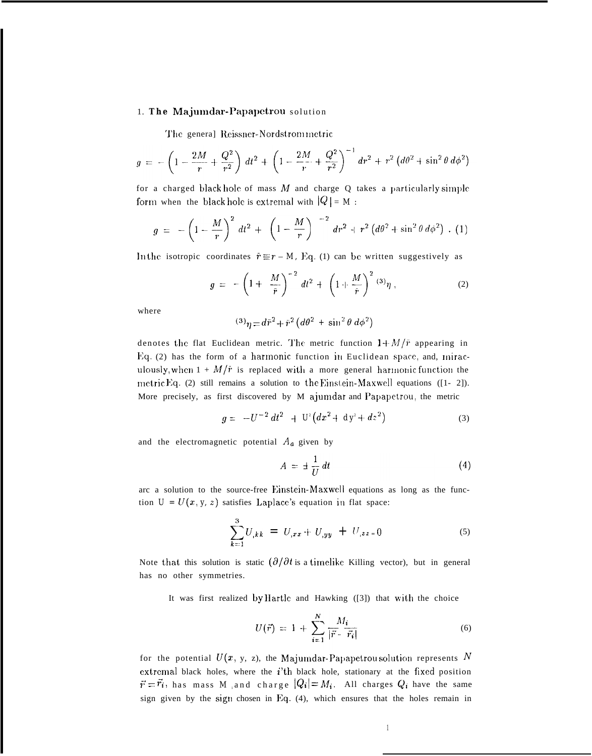## 1. The Majumdar-Papapetrou solution

The general Reissner-Nordstrom metric

$$g = -\left(1 - \frac{2M}{r} + \frac{Q^2}{r^2}\right) dt^2 + \left(1 - \frac{2M}{r} + \frac{Q^2}{r^2}\right)^{-1} dr^2 + r^2 \left(d\theta^2 + \sin^2\theta \, d\phi^2\right)$$

for a charged black hole of mass $M$ and charge Q takes a particularly simple form when the black hole is extremal with $|Q| = M$ :

$$g = -\left(1 - \frac{M}{r}\right)^2 dt^2 + \left(1 - \frac{M}{r}\right)^{-2} dr^2 + r^2 \left(d\theta^2 + \sin^2\theta \, d\phi^2\right) . \quad (1)$$

In the isotropic coordinates $\bar{r} \equiv r - M$, Eq. (1) can be written suggestively as

$$g = -\left(1 + \frac{M}{\bar{r}}\right)^{-2} dt^2 + \left(1 + \frac{M}{\bar{r}}\right)^2 {}^{(3)}\eta , \quad (2)$$

where

$${}^{(3)}\eta = d\bar{r}^2 + \bar{r}^2 \left(d\theta^2 + \sin^2\theta \, d\phi^2\right)$$

denotes the flat Euclidean metric. The metric function $1 + M/\bar{r}$ appearing in Eq. (2) has the form of a harmonic function in Euclidean space, and, miraculously, when $1 + M/\bar{r}$ is replaced with a more general harmonic function the metric Eq. (2) still remains a solution to the Einstein-Maxwell equations ([1- 2]). More precisely, as first discovered by Majumdar and Papapetrou, the metric

$$g = -U^{-2} dt^2 + U^2 \left(dx^2 + dy^2 + dz^2\right) \quad (3)$$

and the electromagnetic potential $A_a$ given by

$$A = \pm \frac{1}{U} dt \quad (4)$$

are a solution to the source-free Einstein-Maxwell equations as long as the function $U = U(x, y, z)$ satisfies Laplace's equation in flat space:

$$\sum_{k=1}^{3} U_{,kk} = U_{,xx} + U_{,yy} + U_{,zz} = 0 \quad (5)$$

Note that this solution is static ($\partial/\partial t$ is a timelike Killing vector), but in general has no other symmetries.

It was first realized by Hartle and Hawking ([3]) that with the choice

$$U(\vec{r}) = 1 + \sum_{i=1}^{N} \frac{M_i}{|\vec{r} - \vec{r}_i|} \quad (6)$$

for the potential $U(x, y, z)$, the Majumdar-Papapetrou solution represents $N$ extremal black holes, where the $i$'th black hole, stationary at the fixed position $\vec{r} = \vec{r}_i$, has mass $M_i$ and charge $|Q_i| = M_i$. All charges $Q_i$ have the same sign given by the sign chosen in Eq. (4), which ensures that the holes remain in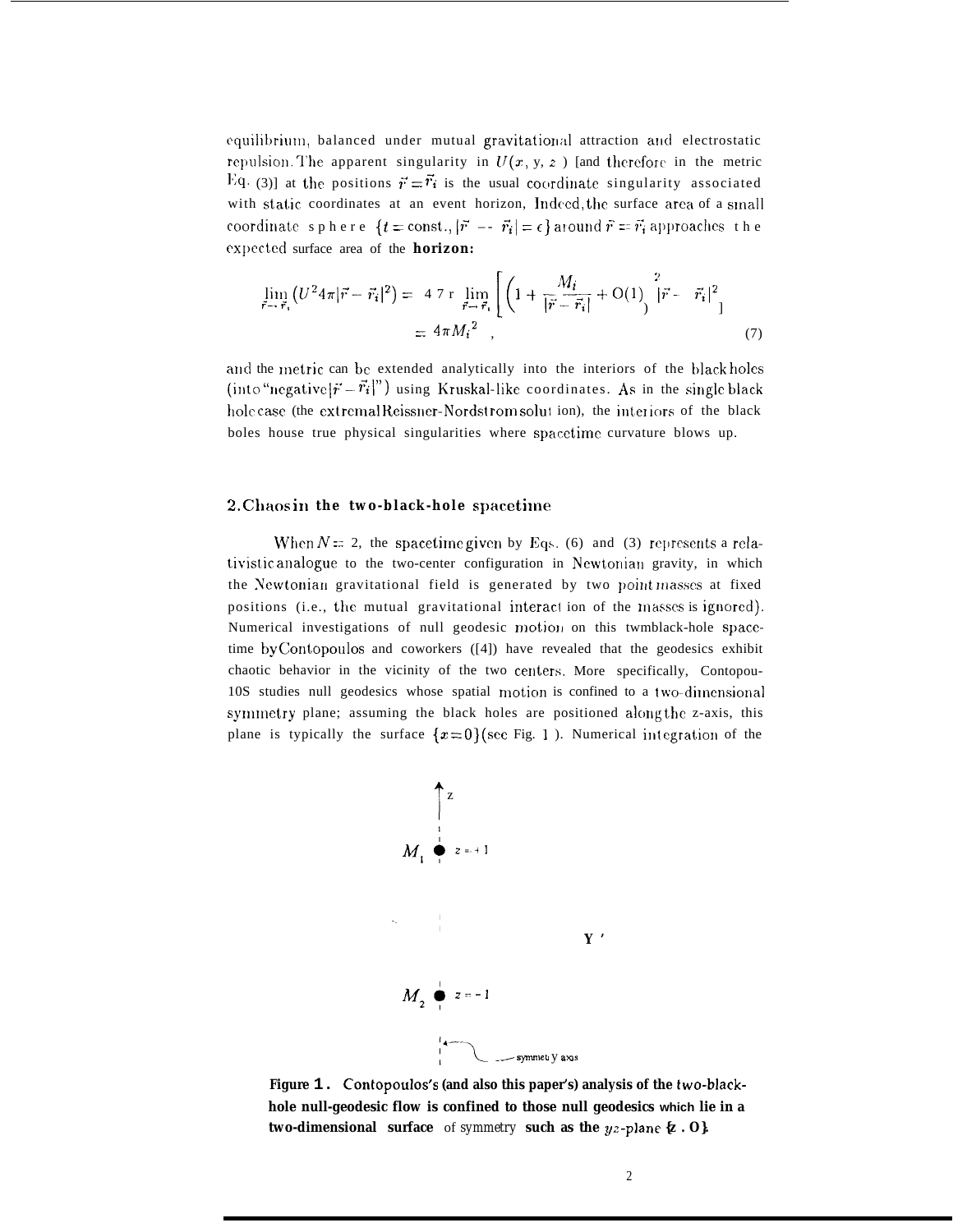equilibrium, balanced under mutual gravitational attraction and electrostatic repulsion. The apparent singularity in $U(x, y, z)$ [and therefore in the metric Eq. (3)] at the positions $\vec{r} = \vec{r}_i$ is the usual coordinate singularity associated with static coordinates at an event horizon. Indeed, the surface area of a small coordinate sphere $\{t = \text{const.}, |\vec{r} - \vec{r}_i| = \epsilon\}$ around $\vec{r} = \vec{r}_i$ approaches the expected surface area of the **horizon:**

$$\lim_{\vec{r} \to \vec{r}_i} \left( U^2 4\pi |\vec{r} - \vec{r}_i|^2 \right) = 4\pi \lim_{\vec{r} \to \vec{r}_i} \left[ \left( 1 + \frac{M_i}{|\vec{r} - \vec{r}_i|} + \mathrm{O}(1) \right)^2 |\vec{r} - \vec{r}_i|^2 \right]$$
$$= 4\pi M_i{}^2 \quad , \tag{7}$$

and the metric can be extended analytically into the interiors of the black holes (into "negative $|\vec{r} - \vec{r}_i|$") using Kruskal-like coordinates. As in the single black hole case (the extremal Reissner-Nordstrom solution), the interiors of the black holes house true physical singularities where spacetime curvature blows up.

## 2. Chaos in the two-black-hole spacetime

When $N = 2$, the spacetime given by Eqs. (6) and (3) represents a relativistic analogue to the two-center configuration in Newtonian gravity, in which the Newtonian gravitational field is generated by two point masses at fixed positions (i.e., the mutual gravitational interaction of the masses is ignored). Numerical investigations of null geodesic motion on this two-black-hole spacetime by Contopoulos and coworkers ([4]) have revealed that the geodesics exhibit chaotic behavior in the vicinity of the two centers. More specifically, Contopoulos studies null geodesics whose spatial motion is confined to a two-dimensional symmetry plane; assuming the black holes are positioned along the z-axis, this plane is typically the surface $\{x = 0\}$ (see Fig. 1). Numerical integration of the

**Figure 1. Contopoulos's (and also this paper's) analysis of the two-black-hole null-geodesic flow is confined to those null geodesics which lie in a two-dimensional surface** of symmetry **such as the $yz$-plane $\{x = 0\}$.**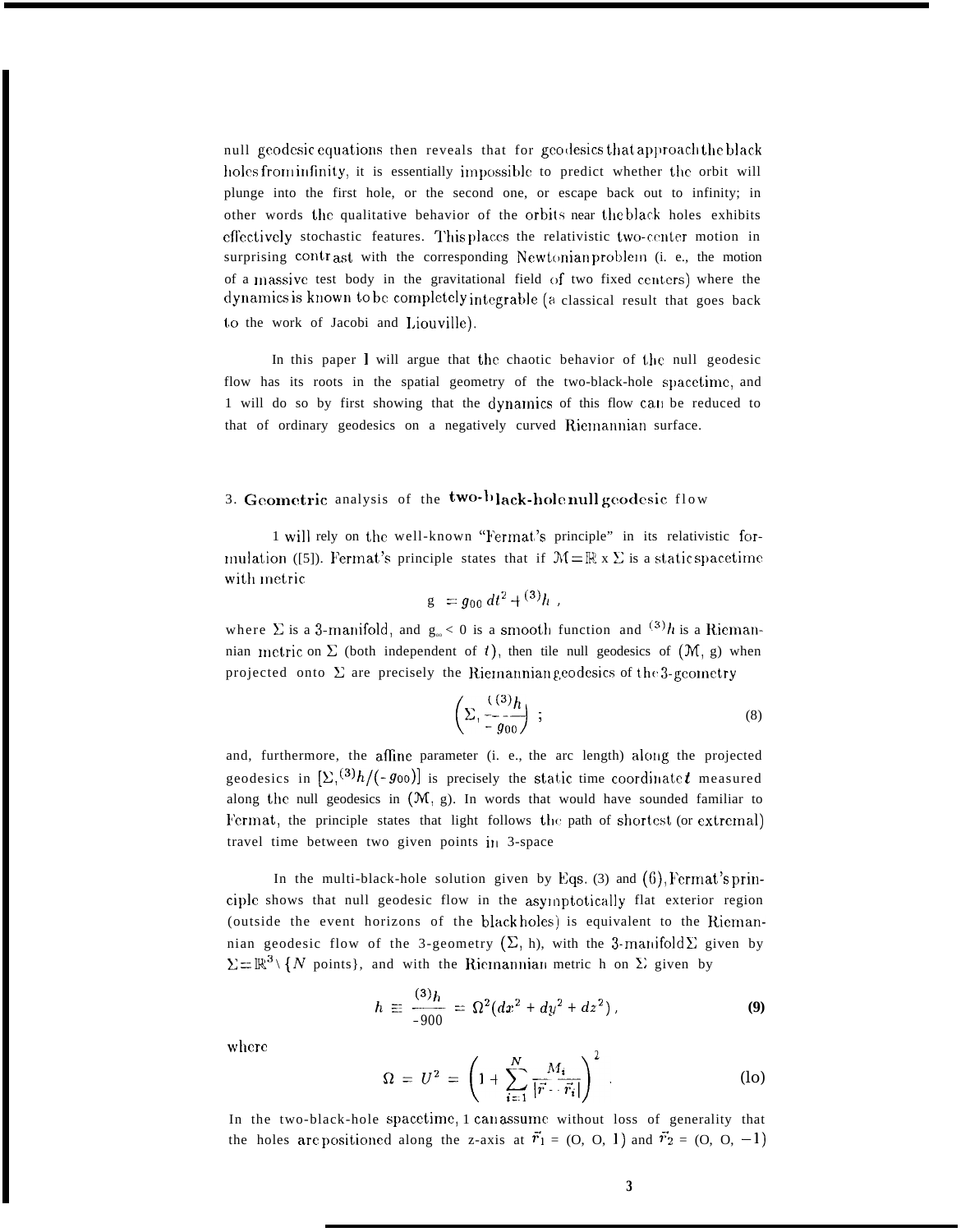null geodesic equations then reveals that for geodesics that approach the black holes from infinity, it is essentially impossible to predict whether the orbit will plunge into the first hole, or the second one, or escape back out to infinity; in other words the qualitative behavior of the orbits near the black holes exhibits effectively stochastic features. This places the relativistic two-center motion in surprising contrast with the corresponding Newtonian problem (i. e., the motion of a massive test body in the gravitational field of two fixed centers) where the dynamics is known to be completely integrable (a classical result that goes back to the work of Jacobi and Liouville).

In this paper I will argue that the chaotic behavior of the null geodesic flow has its roots in the spatial geometry of the two-black-hole spacetime, and I will do so by first showing that the dynamics of this flow can be reduced to that of ordinary geodesics on a negatively curved Riemannian surface.

## 3. Geometric analysis of the two-black-hole null geodesic flow

I will rely on the well-known "Fermat's principle" in its relativistic formulation ([5]). Fermat's principle states that if $\mathcal{M} = \mathbb{R} \times \Sigma$ is a static spacetime with metric

$$g = g_{00}\, dt^2 + {}^{(3)}h \ ,$$

where $\Sigma$ is a 3-manifold, and $g_{00} < 0$ is a smooth function and ${}^{(3)}h$ is a Riemannian metric on $\Sigma$ (both independent of $t$), then the null geodesics of $(\mathcal{M}, g)$ when projected onto $\Sigma$ are precisely the Riemannian geodesics of the 3-geometry

$$\left( \Sigma, \frac{{}^{(3)}h}{-g_{00}} \right) ; \tag{8}$$

and, furthermore, the affine parameter (i. e., the arc length) along the projected geodesics in $[\Sigma, {}^{(3)}h/(-g_{00})]$ is precisely the static time coordinate $t$ measured along the null geodesics in $(\mathcal{M}, g)$. In words that would have sounded familiar to Fermat, the principle states that light follows the path of shortest (or extremal) travel time between two given points in 3-space

In the multi-black-hole solution given by Eqs. (3) and (6), Fermat's principle shows that null geodesic flow in the asymptotically flat exterior region (outside the event horizons of the black holes) is equivalent to the Riemannian geodesic flow of the 3-geometry $(\Sigma, h)$, with the 3-manifold $\Sigma$ given by $\Sigma = \mathbb{R}^3 \setminus \{N \text{ points}\}$, and with the Riemannian metric h on $\Sigma$ given by

$$h \equiv \frac{{}^{(3)}h}{-g_{00}} = \Omega^2 (dx^2 + dy^2 + dz^2) \ , \tag{9}$$

where

$$\Omega = U^2 = \left( 1 + \sum_{i=1}^{N} \frac{M_i}{|\vec{r} - \vec{r}_i|} \right)^2 \ . \tag{10}$$

In the two-black-hole spacetime, I can assume without loss of generality that the holes are positioned along the z-axis at $\vec{r}_1 = (0, 0, 1)$ and $\vec{r}_2 = (0, 0, -1)$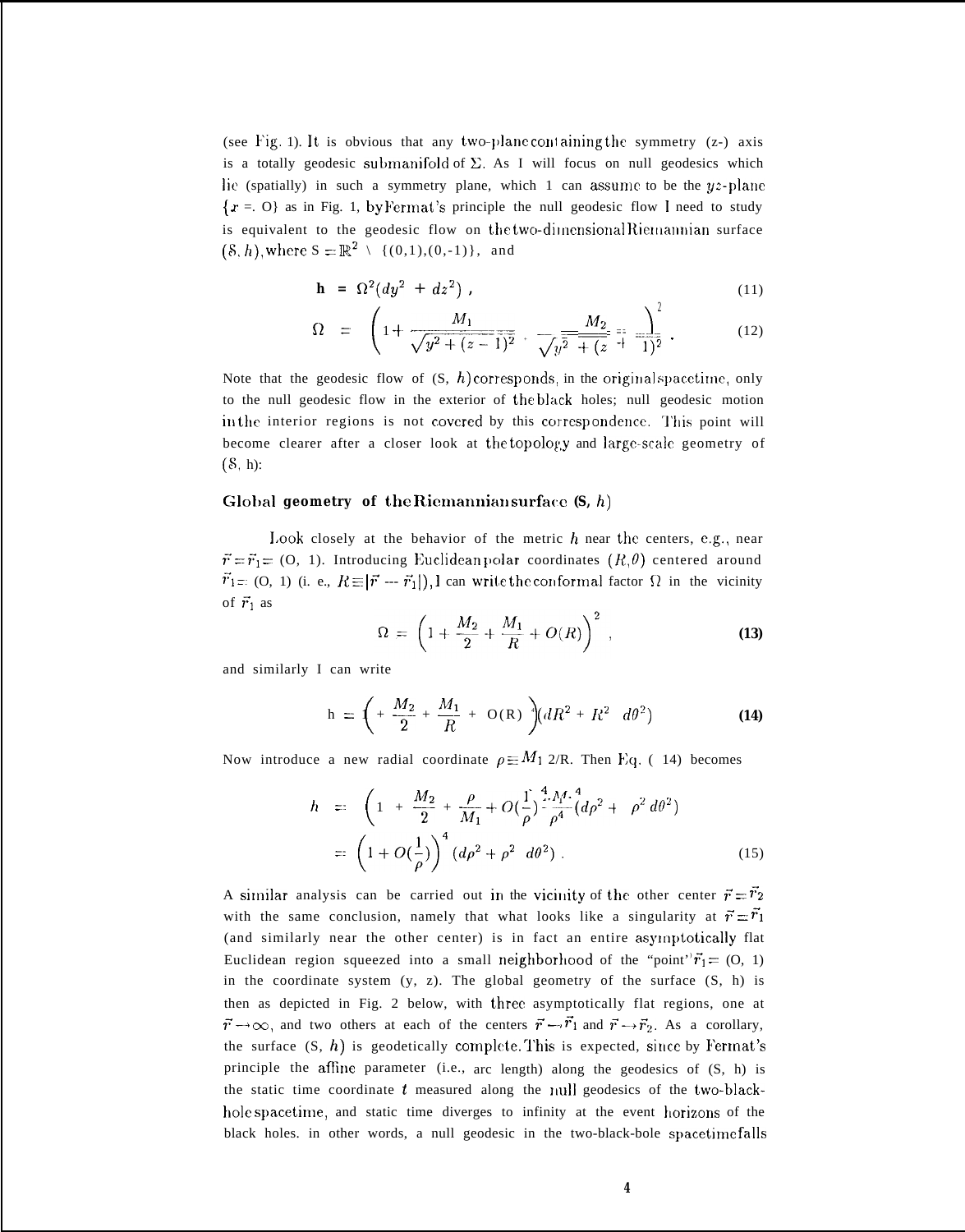(see Fig. 1). It is obvious that any two-plane containing the symmetry (z-) axis is a totally geodesic submanifold of $\Sigma$. As I will focus on null geodesics which lie (spatially) in such a symmetry plane, which I can assume to be the $yz$-plane $\{x = 0\}$ as in Fig. 1, by Fermat's principle the null geodesic flow I need to study is equivalent to the geodesic flow on the two-dimensional Riemannian surface $(S, h)$, where $S = \mathbb{R}^2 \setminus \{(0,1),(0,-1)\}$, and

$$\mathbf{h} = \Omega^2(dy^2 + dz^2) \,, \tag{11}$$

$$\Omega = \left(1 + \frac{M_1}{\sqrt{y^2 + (z-1)^2}} + \frac{M_2}{\sqrt{y^2 + (z+1)^2}}\right)^2 . \tag{12}$$

Note that the geodesic flow of $(S, h)$ corresponds, in the original spacetime, only to the null geodesic flow in the exterior of the black holes; null geodesic motion in the interior regions is not covered by this correspondence. This point will become clearer after a closer look at the topology and large-scale geometry of $(S, h)$:

### Global geometry of the Riemannian surface $(S, h)$

Look closely at the behavior of the metric $h$ near the centers, e.g., near $\vec{r} = \vec{r}_1 = (0, 1)$. Introducing Euclidean polar coordinates $(R, \theta)$ centered around $\vec{r}_1 = (0, 1)$ (i. e., $R \equiv |\vec{r} - \vec{r}_1|$), I can write the conformal factor $\Omega$ in the vicinity of $\vec{r}_1$ as

$$\Omega = \left(1 + \frac{M_2}{2} + \frac{M_1}{R} + O(R)\right)^2 , \tag{13}$$

and similarly I can write

$$h = \left(1 + \frac{M_2}{2} + \frac{M_1}{R} + O(R)\right)^4 (dR^2 + R^2 \; d\theta^2) \tag{14}$$

Now introduce a new radial coordinate $\rho \equiv M_1{}^2/R$. Then Eq. (14) becomes

$$\begin{aligned} h &= \left(1 + \frac{M_2}{2} + \frac{\rho}{M_1} + O\left(\frac{1}{\rho}\right)\right)^4 \frac{M_1{}^4}{\rho^4} (d\rho^2 + \rho^2 \, d\theta^2) \\ &= \left(1 + O\left(\frac{1}{\rho}\right)\right)^4 (d\rho^2 + \rho^2 \; d\theta^2) \,. \end{aligned} \tag{15}$$

A similar analysis can be carried out in the vicinity of the other center $\vec{r} = \vec{r}_2$ with the same conclusion, namely that what looks like a singularity at $\vec{r} = \vec{r}_1$ (and similarly near the other center) is in fact an entire asymptotically flat Euclidean region squeezed into a small neighborhood of the "point" $\vec{r}_1 = (0, 1)$ in the coordinate system (y, z). The global geometry of the surface $(S, h)$ is then as depicted in Fig. 2 below, with three asymptotically flat regions, one at $\vec{r} \to \infty$, and two others at each of the centers $\vec{r} \to \vec{r}_1$ and $\vec{r} \to \vec{r}_2$. As a corollary, the surface $(S, h)$ is geodetically complete. This is expected, since by Fermat's principle the affine parameter (i.e., arc length) along the geodesics of $(S, h)$ is the static time coordinate $t$ measured along the null geodesics of the two-black-hole spacetime, and static time diverges to infinity at the event horizons of the black holes. in other words, a null geodesic in the two-black-bole spacetime falls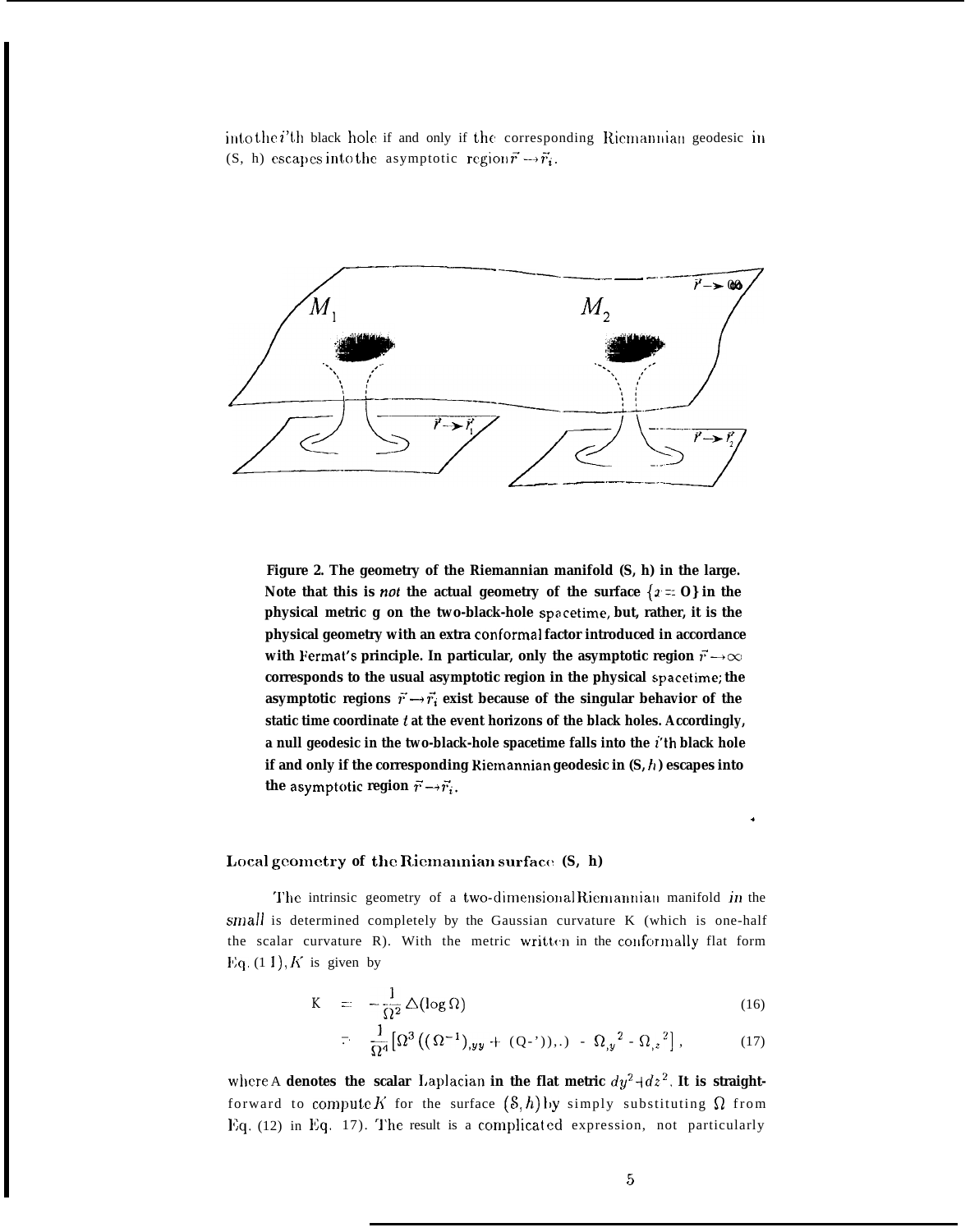into the $i$'th black hole if and only if the corresponding Riemannian geodesic in (S, h) escapes into the asymptotic region $\vec{r} \to \vec{r}_i$.

**Figure 2. The geometry of the Riemannian manifold (S, h) in the large. Note that this is *not* the actual geometry of the surface $\{x = 0\}$ in the physical metric g on the two-black-hole spacetime, but, rather, it is the physical geometry with an extra conformal factor introduced in accordance with Fermat's principle. In particular, only the asymptotic region $\vec{r} \to \infty$ corresponds to the usual asymptotic region in the physical spacetime; the asymptotic regions $\vec{r} \to \vec{r}_i$ exist because of the singular behavior of the static time coordinate $t$ at the event horizons of the black holes. Accordingly, a null geodesic in the two-black-hole spacetime falls into the $i$'th black hole if and only if the corresponding Riemannian geodesic in (S, $h$) escapes into the asymptotic region $\vec{r} \to \vec{r}_i$.**

### Local geometry of the Riemannian surface (S, h)

The intrinsic geometry of a two-dimensional Riemannian manifold *in the small* is determined completely by the Gaussian curvature K (which is one-half the scalar curvature R). With the metric written in the conformally flat form Eq. (11), $K$ is given by

$$K = -\frac{1}{\Omega^2} \triangle(\log \Omega) \tag{16}$$

$$= \frac{1}{\Omega^4}\left[\Omega^3\left((\Omega^{-1})_{,yy} + (\Omega^{-1})_{,zz}\right) - \Omega_{,y}{}^2 - \Omega_{,z}{}^2\right], \tag{17}$$

where $\triangle$ denotes the scalar Laplacian in the flat metric $dy^2 + dz^2$. It is straightforward to compute $K$ for the surface $(S, h)$ by simply substituting $\Omega$ from Eq. (12) in Eq. (17). The result is a complicated expression, not particularly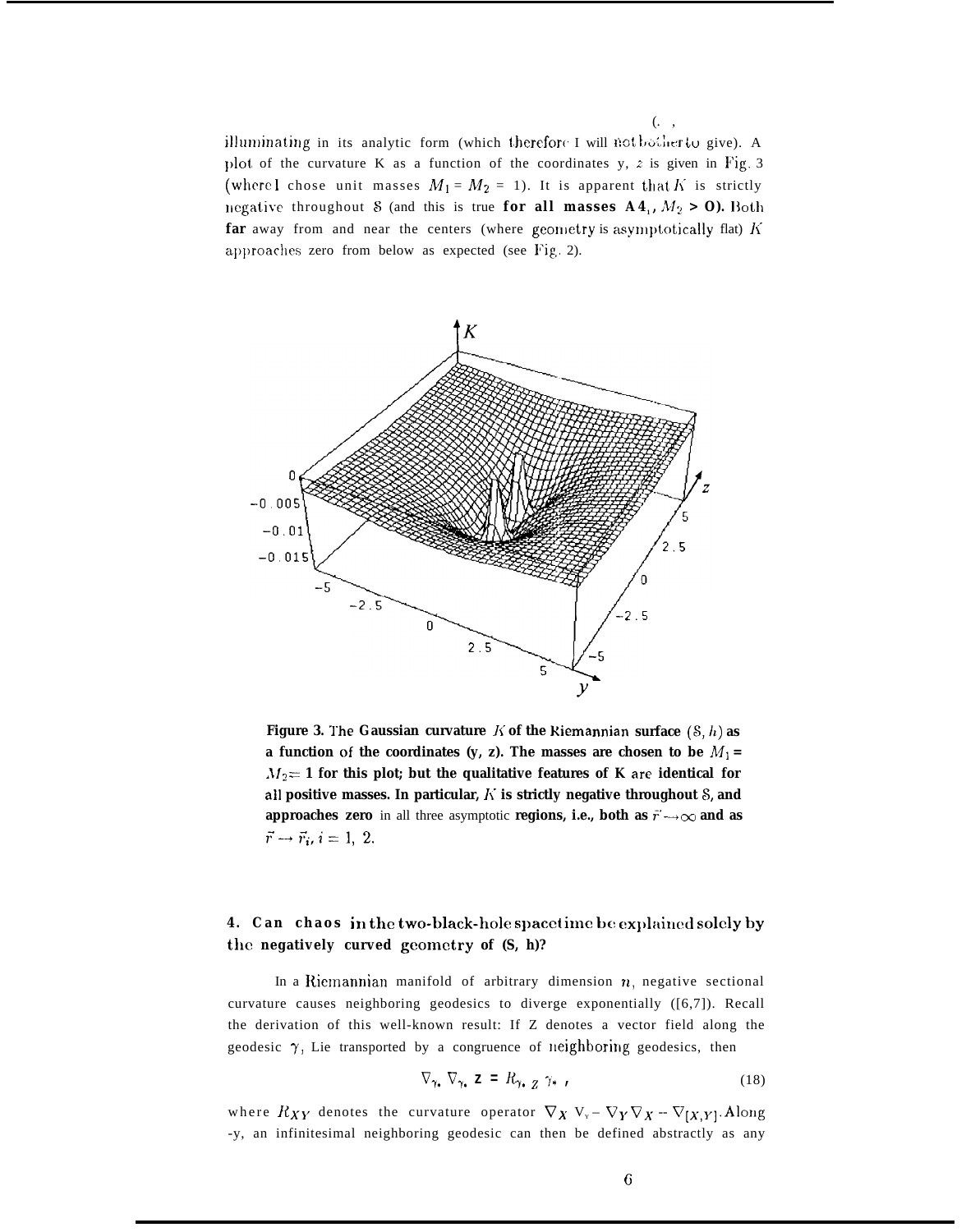illuminating in its analytic form (which therefore I will not bother to give). A plot of the curvature K as a function of the coordinates y, $z$ is given in Fig. 3 (where I chose unit masses $M_1 = M_2 = 1$). It is apparent that $K$ is strictly negative throughout $\mathcal{S}$ (and this is true **for all masses $M_1, M_2 > 0$**). Both **far** away from and near the centers (where geometry is asymptotically flat) $K$ approaches zero from below as expected (see Fig. 2).

**Figure 3. The Gaussian curvature $K$ of the Riemannian surface $(\mathcal{S}, h)$ as a function of the coordinates (y, z). The masses are chosen to be $M_1 = M_2 = 1$ for this plot; but the qualitative features of K are identical for all positive masses. In particular, $K$ is strictly negative throughout $\mathcal{S}$, and approaches zero** in all three asymptotic **regions, i.e., both as $\vec{r} \to \infty$ and as $\vec{r} \to \vec{r}_i$, $i = 1, 2$.**

## 4. Can chaos in the two-black-hole spacetime be explained solely by the negatively curved geometry of (S, h)?

In a Riemannian manifold of arbitrary dimension $n$, negative sectional curvature causes neighboring geodesics to diverge exponentially ([6,7]). Recall the derivation of this well-known result: If Z denotes a vector field along the geodesic $\gamma$, Lie transported by a congruence of neighboring geodesics, then

$$\nabla_{\gamma_*} \nabla_{\gamma_*} Z = R_{\gamma_* Z} \, \gamma_* \, , \tag{18}$$

where $R_{XY}$ denotes the curvature operator $\nabla_X \nabla_Y - \nabla_Y \nabla_X - \nabla_{[X,Y]}$. Along $\gamma$, an infinitesimal neighboring geodesic can then be defined abstractly as any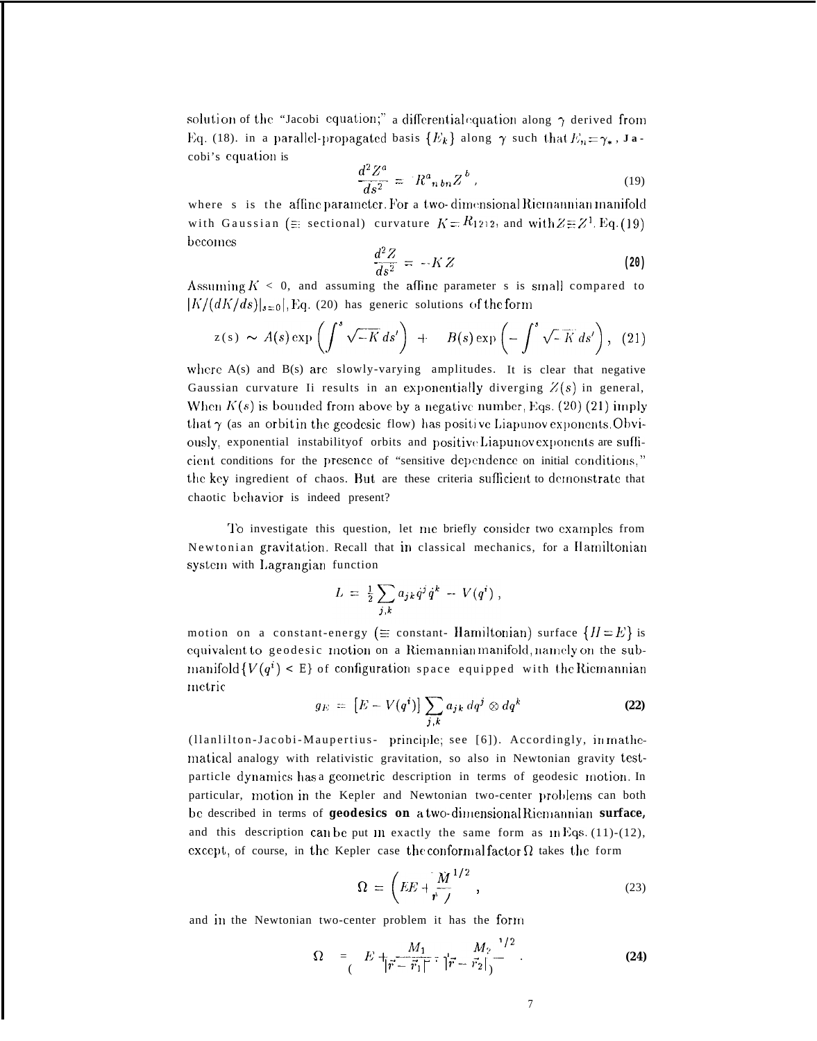solution of the "Jacobi equation;" a differential equation along $\gamma$ derived from Eq. (18). in a parallel-propagated basis $\{E_k\}$ along $\gamma$ such that $E_n = \gamma_*$, Jacobi's equation is

$$\frac{d^2 Z^a}{ds^2} = R^a{}_{nbn} Z^b , \tag{19}$$

where s is the affine parameter. For a two-dimensional Riemannian manifold with Gaussian ($\equiv$ sectional) curvature $K = R_{1212}$, and with $Z \equiv Z^1$, Eq. (19) becomes

$$\frac{d^2 Z}{ds^2} = -K Z \tag{20}$$

Assuming $K < 0$, and assuming the affine parameter s is small compared to $|K/(dK/ds)|_{s=0}|$, Eq. (20) has generic solutions of the form

$$z(s) \sim A(s) \exp\left(\int^s \sqrt{-K}\, ds'\right) + B(s) \exp\left(-\int^s \sqrt{-K}\, ds'\right), \tag{21}$$

where A(s) and B(s) are slowly-varying amplitudes. It is clear that negative Gaussian curvature Ii results in an exponentially diverging $Z(s)$ in general, When $K(s)$ is bounded from above by a negative number, Eqs. (20) (21) imply that $\gamma$ (as an orbit in the geodesic flow) has positive Liapunov exponents. Obviously, exponential instability of orbits and positive Liapunov exponents are sufficient conditions for the presence of "sensitive dependence on initial conditions," the key ingredient of chaos. But are these criteria sufficient to demonstrate that chaotic behavior is indeed present?

To investigate this question, let me briefly consider two examples from Newtonian gravitation. Recall that in classical mechanics, for a Hamiltonian system with Lagrangian function

$$L = \tfrac{1}{2} \sum_{j,k} a_{jk} \dot{q}^j \dot{q}^k - V(q^i) ,$$

motion on a constant-energy ($\equiv$ constant- Hamiltonian) surface $\{H = E\}$ is equivalent to geodesic motion on a Riemannian manifold, namely on the submanifold $\{V(q^i) < E\}$ of configuration space equipped with the Riemannian metric

$$g_E = [E - V(q^i)] \sum_{j,k} a_{jk}\, dq^j \otimes dq^k \tag{22}$$

(Hamilton-Jacobi-Maupertius- principle; see [6]). Accordingly, in mathematical analogy with relativistic gravitation, so also in Newtonian gravity test-particle dynamics has a geometric description in terms of geodesic motion. In particular, motion in the Kepler and Newtonian two-center problems can both be described in terms of **geodesics on** a two-dimensional Riemannian **surface,** and this description can be put in exactly the same form as in Eqs. (11)-(12), except, of course, in the Kepler case the conformal factor $\Omega$ takes the form

$$\Omega = \left(E + \frac{M}{r}\right)^{1/2} , \tag{23}$$

and in the Newtonian two-center problem it has the form

$$\Omega = \left(E + \frac{M_1}{|\vec{r} - \vec{r}_1|} + \frac{M_2}{|\vec{r} - \vec{r}_2|}\right)^{1/2} . \tag{24}$$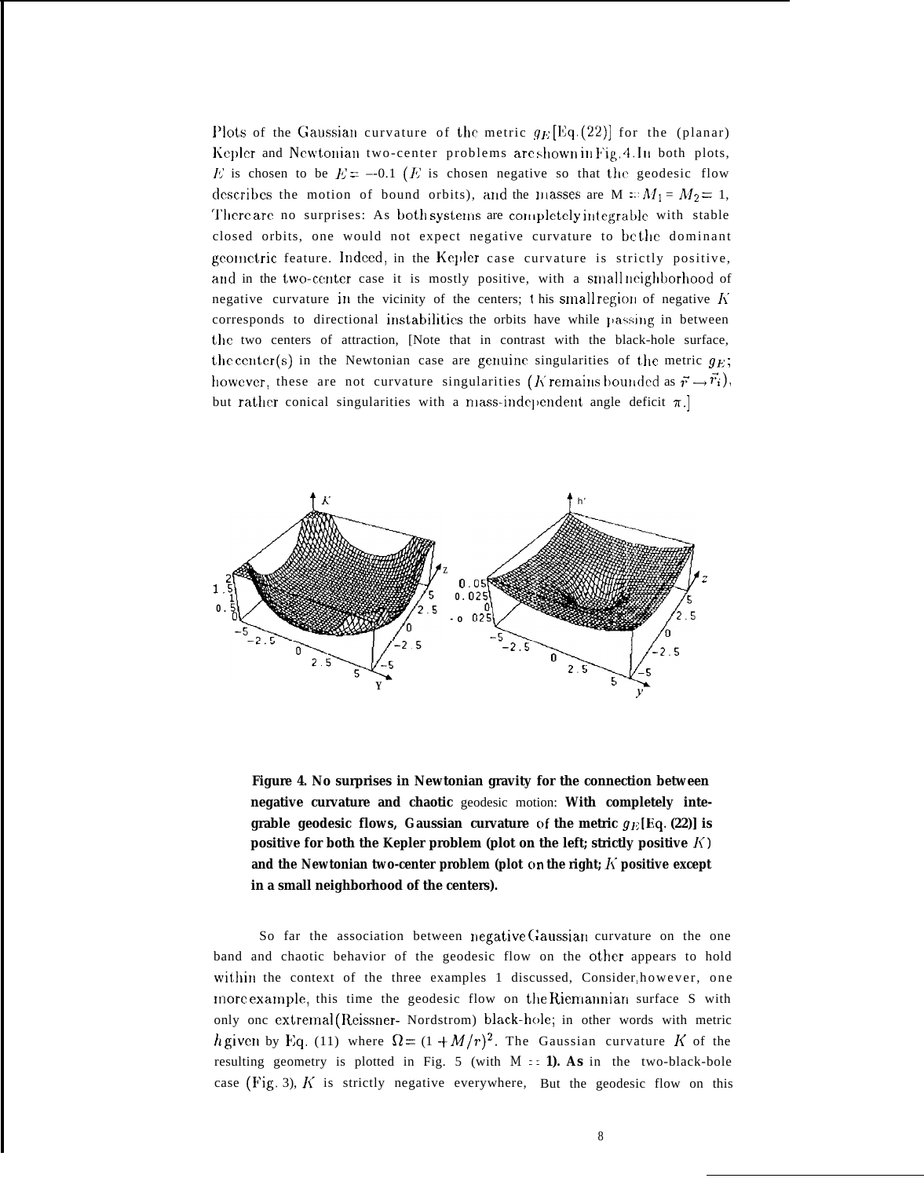Plots of the Gaussian curvature of the metric $g_E$[Eq. (22)] for the (planar) Kepler and Newtonian two-center problems are shown in Fig. 4. In both plots, $E$ is chosen to be $E = -0.1$ ($E$ is chosen negative so that the geodesic flow describes the motion of bound orbits), and the masses are $M = M_1 = M_2 = 1$. There are no surprises: As both systems are completely integrable with stable closed orbits, one would not expect negative curvature to be the dominant geometric feature. Indeed, in the Kepler case curvature is strictly positive, and in the two-center case it is mostly positive, with a small neighborhood of negative curvature in the vicinity of the centers; this small region of negative $K$ corresponds to directional instabilities the orbits have while passing in between the two centers of attraction. [Note that in contrast with the black-hole surface, the center(s) in the Newtonian case are genuine singularities of the metric $g_E$; however, these are not curvature singularities ($K$ remains bounded as $\vec{r} \to \vec{r}_i$), but rather conical singularities with a mass-independent angle deficit $\pi$.]

**Figure 4. No surprises in Newtonian gravity for the connection between negative curvature and chaotic** geodesic motion: **With completely integrable geodesic flows, Gaussian curvature of the metric $g_E$ [Eq. (22)] is positive for both the Kepler problem (plot on the left; strictly positive $K$) and the Newtonian two-center problem (plot on the right; $K$ positive except in a small neighborhood of the centers).**

So far the association between negative Gaussian curvature on the one band and chaotic behavior of the geodesic flow on the other appears to hold within the context of the three examples I discussed. Consider, however, one more example, this time the geodesic flow on the Riemannian surface S with only one extremal (Reissner- Nordstrom) black-hole; in other words with metric $h$ given by Eq. (11) where $\Omega = (1 + M/r)^2$. The Gaussian curvature $K$ of the resulting geometry is plotted in Fig. 5 (with $M = 1$). As in the two-black-hole case (Fig. 3), $K$ is strictly negative everywhere, But the geodesic flow on this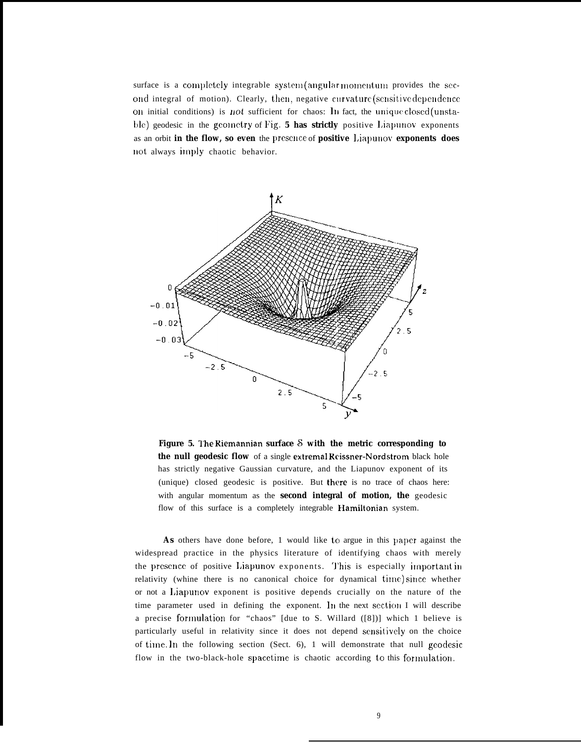surface is a completely integrable system (angular momentum provides the second integral of motion). Clearly, then, negative curvature (sensitive dependence on initial conditions) is *not* sufficient for chaos: In fact, the unique closed (unstable) geodesic in the geometry of Fig. **5 has strictly** positive Liapunov exponents as an orbit **in the flow, so even** the presence of **positive** Liapunov **exponents does** not always imply chaotic behavior.

**Figure 5.** The Riemannian **surface** $S$ **with the metric corresponding to the null geodesic flow** of a single extremal Reissner-Nordstrom black hole has strictly negative Gaussian curvature, and the Liapunov exponent of its (unique) closed geodesic is positive. But there is no trace of chaos here: with angular momentum as the **second integral of motion, the** geodesic flow of this surface is a completely integrable Hamiltonian system.

**As** others have done before, I would like to argue in this paper against the widespread practice in the physics literature of identifying chaos with merely the presence of positive Liapunov exponents. This is especially important in relativity (whine there is no canonical choice for dynamical time) since whether or not a Liapunov exponent is positive depends crucially on the nature of the time parameter used in defining the exponent. In the next section I will describe a precise formulation for "chaos" [due to S. Willard ([8])] which I believe is particularly useful in relativity since it does not depend sensitively on the choice of time. In the following section (Sect. 6), I will demonstrate that null geodesic flow in the two-black-hole spacetime is chaotic according to this formulation.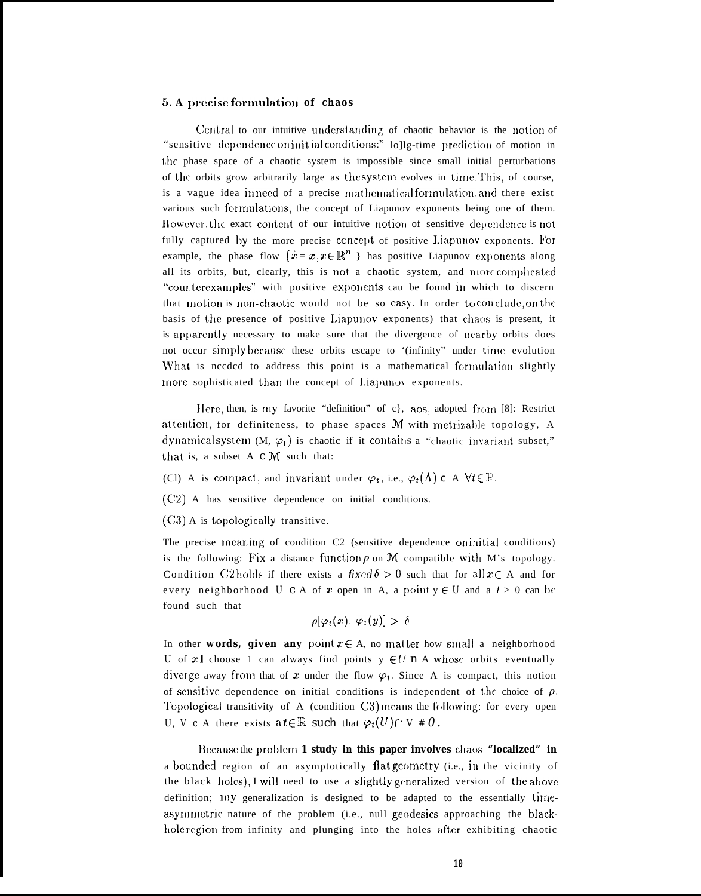## 5. A precise formulation of chaos

Central to our intuitive understanding of chaotic behavior is the notion of "sensitive dependence on initial conditions:" long-time prediction of motion in the phase space of a chaotic system is impossible since small initial perturbations of the orbits grow arbitrarily large as the system evolves in time. This, of course, is a vague idea in need of a precise mathematical formulation, and there exist various such formulations, the concept of Liapunov exponents being one of them. However, the exact content of our intuitive notion of sensitive dependence is not fully captured by the more precise concept of positive Liapunov exponents. For example, the phase flow $\{\dot{x} = x, x \in \mathbb{R}^n\}$ has positive Liapunov exponents along all its orbits, but, clearly, this is not a chaotic system, and more complicated "counterexamples" with positive exponents can be found in which to discern that motion is non-chaotic would not be so easy. In order to conclude, on the basis of the presence of positive Liapunov exponents) that chaos is present, it is apparently necessary to make sure that the divergence of nearby orbits does not occur simply because these orbits escape to "infinity" under time evolution What is needed to address this point is a mathematical formulation slightly more sophisticated than the concept of Liapunov exponents.

Here, then, is my favorite "definition" of chaos, adopted from [8]: Restrict attention, for definiteness, to phase spaces $\mathcal{M}$ with metrizable topology, A dynamical system $(M, \varphi_t)$ is chaotic if it contains a "chaotic invariant subset," that is, a subset $\Lambda \subset \mathcal{M}$ such that:

(C1) $\Lambda$ is compact, and invariant under $\varphi_t$, i.e., $\varphi_t(\Lambda) \subset \Lambda \; \forall t \in \mathbb{R}$.

(C2) $\Lambda$ has sensitive dependence on initial conditions.

(C3) $\Lambda$ is topologically transitive.

The precise meaning of condition C2 (sensitive dependence on initial conditions) is the following: Fix a distance function $\rho$ on $\mathcal{M}$ compatible with M's topology. Condition C2 holds if there exists a *fixed* $\delta > 0$ such that for all $x \in \Lambda$ and for every neighborhood $U \subset \Lambda$ of $x$ open in $\Lambda$, a point $y \in U$ and a $t > 0$ can be found such that

$$\rho[\varphi_t(x), \varphi_t(y)] > \delta$$

In other **words, given any** point $x \in \Lambda$, no matter how small a neighborhood $U$ of $x$ I choose I can always find points $y \in U \cap \Lambda$ whose orbits eventually diverge away from that of $x$ under the flow $\varphi_t$. Since $\Lambda$ is compact, this notion of sensitive dependence on initial conditions is independent of the choice of $\rho$. Topological transitivity of $\Lambda$ (condition C3) means the following: for every open $U, V \subset \Lambda$ there exists a $t \in \mathbb{R}$ such that $\varphi_t(U) \cap V \neq \emptyset$.

Because the problem **I study in this paper involves** chaos **"localized" in** a bounded region of an asymptotically flat geometry (i.e., in the vicinity of the black holes), I will need to use a slightly generalized version of the above definition; my generalization is designed to be adapted to the essentially time-asymmetric nature of the problem (i.e., null geodesics approaching the black-hole region from infinity and plunging into the holes after exhibiting chaotic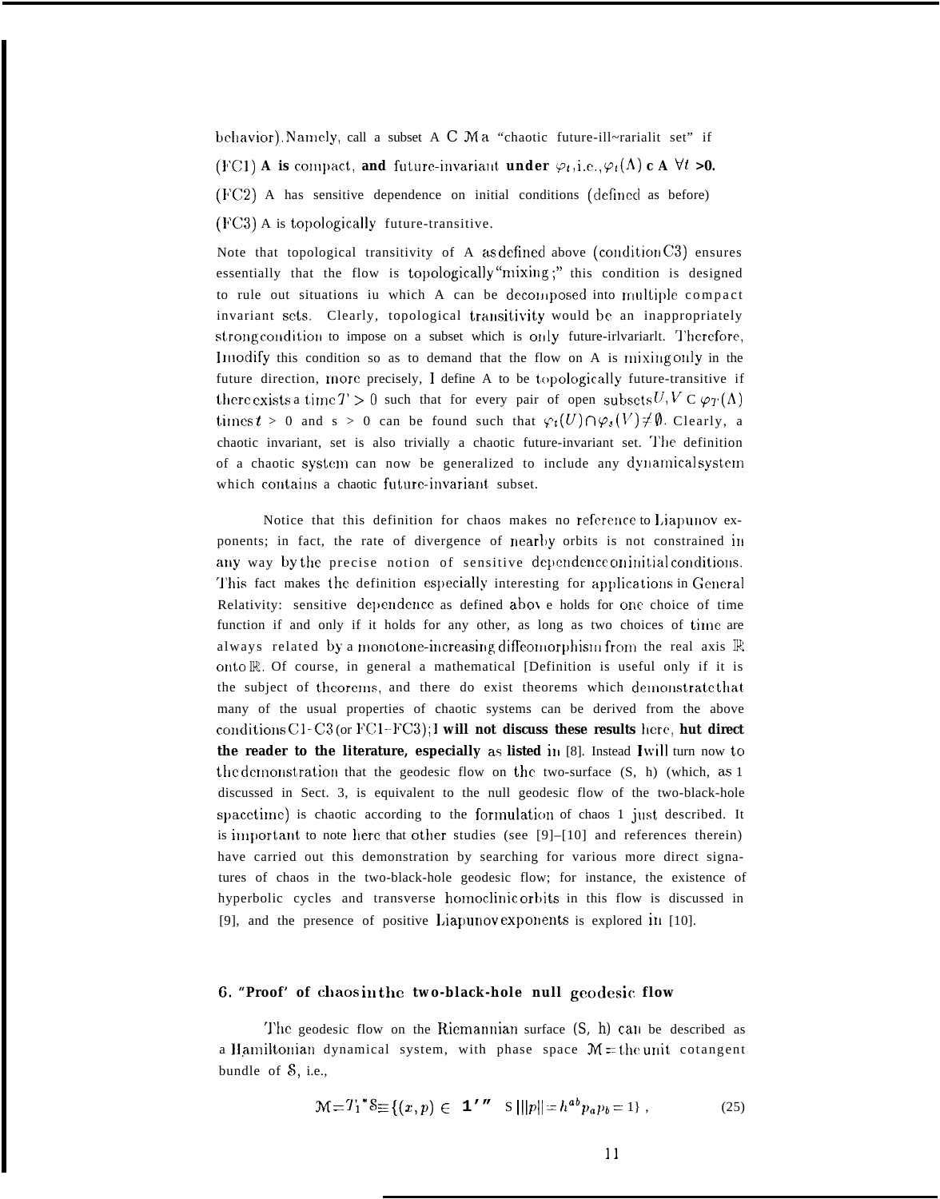behavior). Namely, call a subset $\Lambda \subset \mathcal{M}$ a "chaotic future-invariant set" if

(FC1) $\Lambda$ **is** compact, **and** future-invariant **under** $\varphi_t$, i.e., $\varphi_t(\Lambda) \subset \Lambda \ \forall t > 0$.

(FC2) $\Lambda$ has sensitive dependence on initial conditions (defined as before)

(FC3) $\Lambda$ is topologically future-transitive.

Note that topological transitivity of $\Lambda$ as defined above (condition C3) ensures essentially that the flow is topologically "mixing;" this condition is designed to rule out situations in which $\Lambda$ can be decomposed into multiple compact invariant sets. Clearly, topological transitivity would be an inappropriately strong condition to impose on a subset which is only future-invariant. Therefore, I modify this condition so as to demand that the flow on $\Lambda$ is mixing only in the future direction, more precisely, I define $\Lambda$ to be topologically future-transitive if there exists a time $T > 0$ such that for every pair of open subsets $U, V \subset \varphi_T(\Lambda)$ times $t > 0$ and $s > 0$ can be found such that $\varphi_t(U) \cap \varphi_s(V) \neq \emptyset$. Clearly, a chaotic invariant set is also trivially a chaotic future-invariant set. The definition of a chaotic system can now be generalized to include any dynamical system which contains a chaotic future-invariant subset.

Notice that this definition for chaos makes no reference to Liapunov exponents; in fact, the rate of divergence of nearby orbits is not constrained in any way by the precise notion of sensitive dependence on initial conditions. This fact makes the definition especially interesting for applications in General Relativity: sensitive dependence as defined above holds for one choice of time function if and only if it holds for any other, as long as two choices of time are always related by a monotone-increasing diffeomorphism from the real axis $\mathbb{R}$ onto $\mathbb{R}$. Of course, in general a mathematical definition is useful only if it is the subject of theorems, and there do exist theorems which demonstrate that many of the usual properties of chaotic systems can be derived from the above conditions C1–C3 (or FC1–FC3); I **will not discuss these results** here, **but direct the reader to the literature, especially** as **listed** in [8]. Instead I will turn now to the demonstration that the geodesic flow on the two-surface (S, h) (which, as I discussed in Sect. 3, is equivalent to the null geodesic flow of the two-black-hole spacetime) is chaotic according to the formulation of chaos I just described. It is important to note here that other studies (see [9]–[10] and references therein) have carried out this demonstration by searching for various more direct signatures of chaos in the two-black-hole geodesic flow; for instance, the existence of hyperbolic cycles and transverse homoclinic orbits in this flow is discussed in [9], and the presence of positive Liapunov exponents is explored in [10].

## 6. "Proof" of chaos in the two-black-hole null geodesic flow

The geodesic flow on the Riemannian surface (S, h) can be described as a Hamiltonian dynamical system, with phase space $\mathcal{M}$ = the unit cotangent bundle of $\mathcal{S}$, i.e.,

$$\mathcal{M} = T_1^*\mathcal{S} \equiv \{(x,p) \in T^*\mathcal{S} \mid \|p\| = h^{ab}p_a p_b = 1\}\ , \tag{25}$$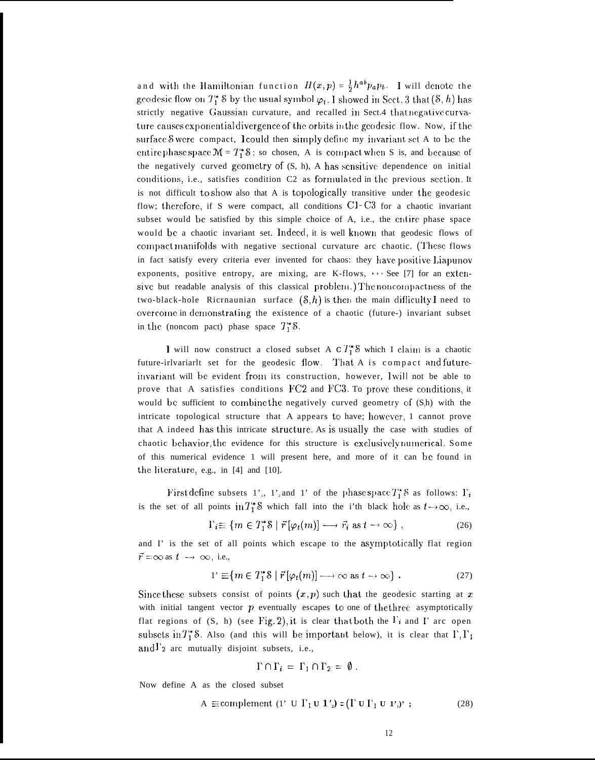and with the Hamiltonian function $H(x,p) = \frac{1}{2}h^{ab}p_a p_b$. I will denote the geodesic flow on $T_1^* \mathcal{S}$ by the usual symbol $\varphi_t$. I showed in Sect. 3 that $(\mathcal{S}, h)$ has strictly negative Gaussian curvature, and recalled in Sect.4 that negative curvature causes exponential divergence of the orbits in the geodesic flow. Now, if the surface $\mathcal{S}$ were compact, I could then simply define my invariant set A to be the entire phase space $\mathcal{M} = T_1^* \mathcal{S}$ : so chosen, A is compact when S is, and because of the negatively curved geometry of (S, h), A has sensitive dependence on initial conditions, i.e., satisfies condition C2 as formulated in the previous section. It is not difficult to show also that A is topologically transitive under the geodesic flow; therefore, if S were compact, all conditions C1- C3 for a chaotic invariant subset would be satisfied by this simple choice of A, i.e., the entire phase space would be a chaotic invariant set. Indeed, it is well known that geodesic flows of compact manifolds with negative sectional curvature are chaotic. (These flows in fact satisfy every criteria ever invented for chaos: they have positive Liapunov exponents, positive entropy, are mixing, are K-flows, $\cdots$ See [7] for an extensive but readable analysis of this classical problem.) The noncompactness of the two-black-hole Riemannian surface $(\mathcal{S}, h)$ is then the main difficulty I need to overcome in demonstrating the existence of a chaotic (future-) invariant subset in the (noncompact) phase space $T_1^* \mathcal{S}$.

I will now construct a closed subset $A \subset T_1^* \mathcal{S}$ which I claim is a chaotic future-invariant set for the geodesic flow. That A is compact and future-invariant will be evident from its construction, however, I will not be able to prove that A satisfies conditions FC2 and FC3. To prove these conditions, it would be sufficient to combine the negatively curved geometry of (S,h) with the intricate topological structure that A appears to have; however, I cannot prove that A indeed has this intricate structure. As is usually the case with studies of chaotic behavior, the evidence for this structure is exclusively numerical. Some of this numerical evidence I will present here, and more of it can be found in the literature, e.g., in [4] and [10].

First define subsets $\Gamma_1$, $\Gamma_2$ and $\Gamma$ of the phase space $T_1^* \mathcal{S}$ as follows: $\Gamma_i$ is the set of all points in $T_1^* \mathcal{S}$ which fall into the i'th black hole as $t \to \infty$, i.e.,

$$\Gamma_i \equiv \{ m \in T_1^* \mathcal{S} \mid \vec{r}[\varphi_t(m)] \longrightarrow \vec{r}_i \text{ as } t \to \infty \} \,, \tag{26}$$

and $\Gamma$ is the set of all points which escape to the asymptotically flat region $\vec{r} = \infty$ as $t \to \infty$, i.e.,

$$\Gamma \equiv \{ m \in T_1^* \mathcal{S} \mid \vec{r}[\varphi_t(m)] \longrightarrow \infty \text{ as } t \to \infty \} \,. \tag{27}$$

Since these subsets consist of points $(x, p)$ such that the geodesic starting at $x$ with initial tangent vector $p$ eventually escapes to one of the three asymptotically flat regions of (S, h) (see Fig. 2), it is clear that both the $\Gamma_i$ and $\Gamma$ are open subsets in $T_1^* \mathcal{S}$. Also (and this will be important below), it is clear that $\Gamma, \Gamma_1$ and $\Gamma_2$ are mutually disjoint subsets, i.e.,

$$\Gamma \cap \Gamma_i = \Gamma_1 \cap \Gamma_2 = \emptyset \,.$$

Now define A as the closed subset

$$A \equiv \text{complement } (\Gamma \cup \Gamma_1 \cup \Gamma_2) = (\Gamma \cup \Gamma_1 \cup \Gamma_2)' \;; \tag{28}$$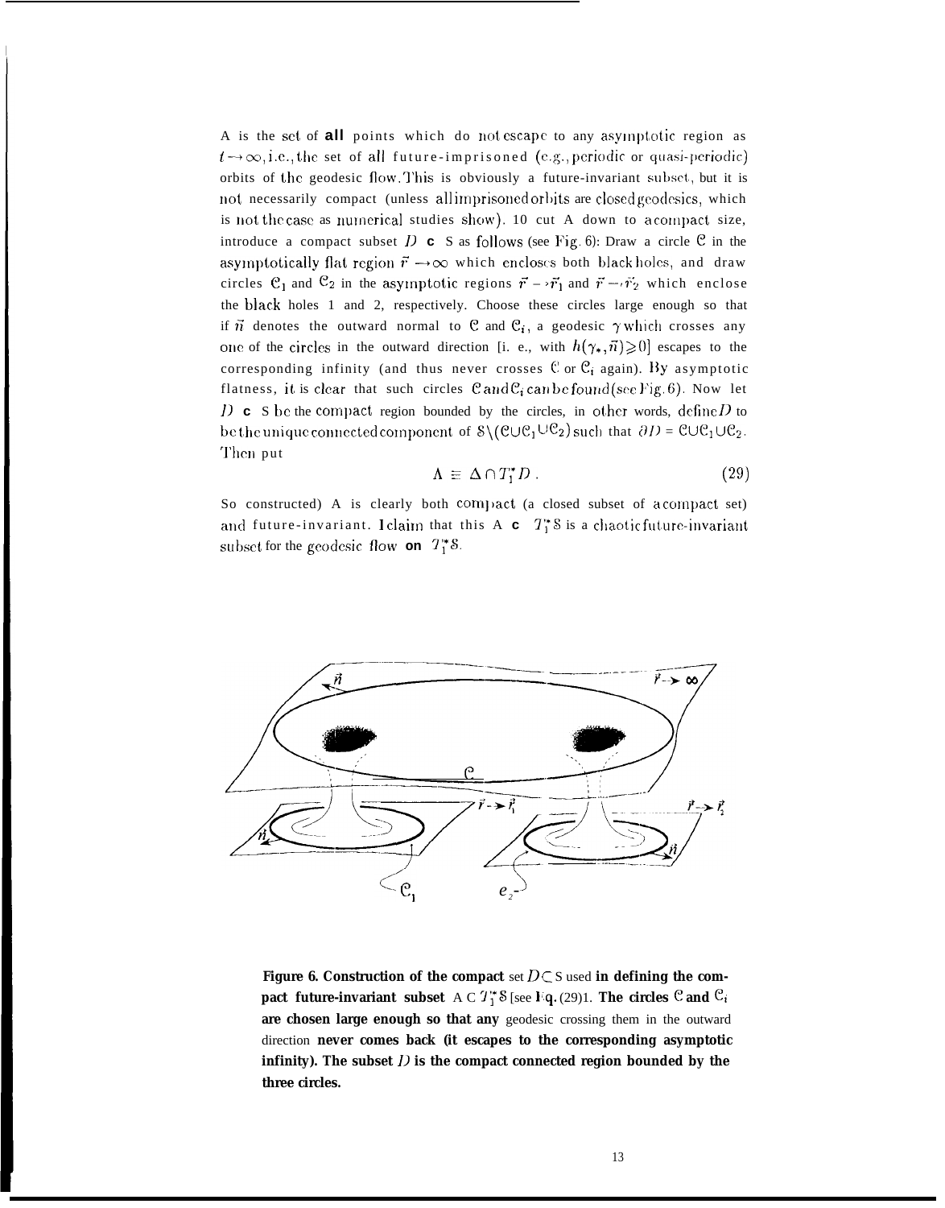$\Delta$ is the set of **all** points which do not escape to any asymptotic region as $t \to \infty$, i.e., the set of all future-imprisoned (e.g., periodic or quasi-periodic) orbits of the geodesic flow. This is obviously a future-invariant subset, but it is not necessarily compact (unless all imprisoned orbits are closed geodesics, which is not the case as numerical studies show). To cut $\Delta$ down to a compact size, introduce a compact subset $D \subset S$ as follows (see Fig. 6): Draw a circle $\mathcal{C}$ in the asymptotically flat region $\vec{r} \to \infty$ which encloses both black holes, and draw circles $\mathcal{C}_1$ and $\mathcal{C}_2$ in the asymptotic regions $\vec{r} \to \vec{r}_1$ and $\vec{r} \to \vec{r}_2$ which enclose the black holes 1 and 2, respectively. Choose these circles large enough so that if $\vec{n}$ denotes the outward normal to $\mathcal{C}$ and $\mathcal{C}_i$, a geodesic $\gamma$ which crosses any one of the circles in the outward direction [i. e., with $h(\gamma_*, \vec{n}) \geqslant 0$] escapes to the corresponding infinity (and thus never crosses $\mathcal{C}$ or $\mathcal{C}_i$ again). By asymptotic flatness, it is clear that such circles $\mathcal{C}$ and $\mathcal{C}_i$ can be found (see Fig. 6). Now let $D \subset S$ be the compact region bounded by the circles, in other words, define $D$ to be the unique connected component of $S \backslash (\mathcal{C} \cup \mathcal{C}_1 \cup \mathcal{C}_2)$ such that $\partial D = \mathcal{C} \cup \mathcal{C}_1 \cup \mathcal{C}_2$. Then put

$$\Lambda \equiv \Delta \cap T_1^* D \,. \tag{29}$$

So constructed, $\Lambda$ is clearly both compact (a closed subset of a compact set) and future-invariant. I claim that this $\Lambda \subset T_1^* S$ is a chaotic future-invariant subset for the geodesic flow on $T_1^* S$.

**Figure 6. Construction of the compact** set $D \subset S$ used **in defining the compact future-invariant subset** $\Lambda \subset T_1^* S$ [see Eq. (29)]. **The circles** $\mathcal{C}$ **and** $\mathcal{C}_i$ **are chosen large enough so that any** geodesic crossing them in the outward direction **never comes back (it escapes to the corresponding asymptotic infinity). The subset** $D$ **is the compact connected region bounded by the three circles.**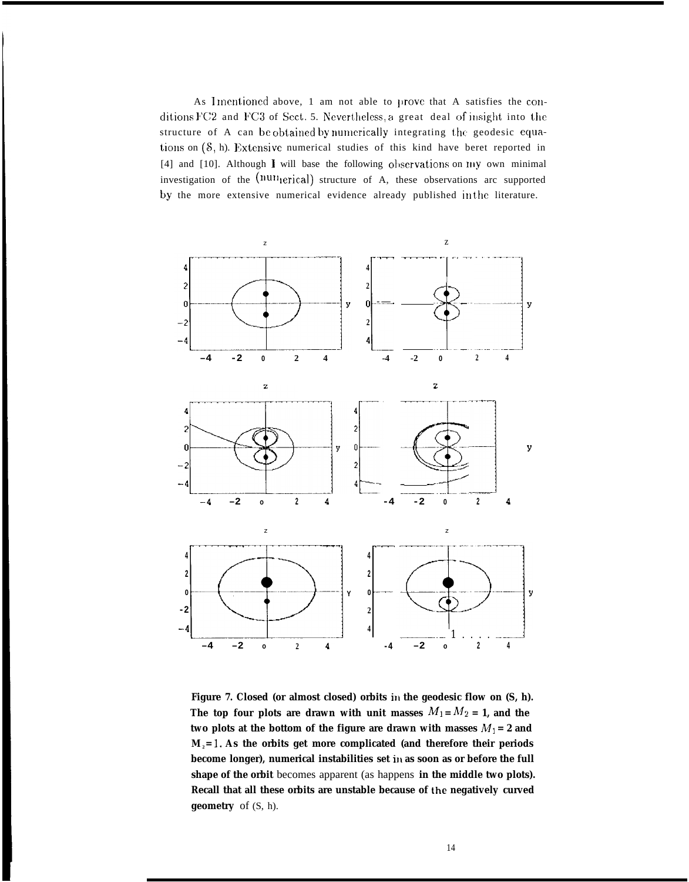As I mentioned above, I am not able to prove that A satisfies the conditions FC2 and FC3 of Sect. 5. Nevertheless, a great deal of insight into the structure of A can be obtained by numerically integrating the geodesic equations on $(\mathcal{S}, h)$. Extensive numerical studies of this kind have beret reported in [4] and [10]. Although I will base the following observations on my own minimal investigation of the (numerical) structure of A, these observations are supported by the more extensive numerical evidence already published in the literature.

**Figure 7. Closed (or almost closed) orbits in the geodesic flow on (S, h). The top four plots are drawn with unit masses $M_1 = M_2 = 1$, and the two plots at the bottom of the figure are drawn with masses $M_1 = 2$ and $M_2 = 1$. As the orbits get more complicated (and therefore their periods become longer), numerical instabilities set in as soon as or before the full shape of the orbit** becomes apparent (as happens **in the middle two plots). Recall that all these orbits are unstable because of the negatively curved geometry** of (S, h).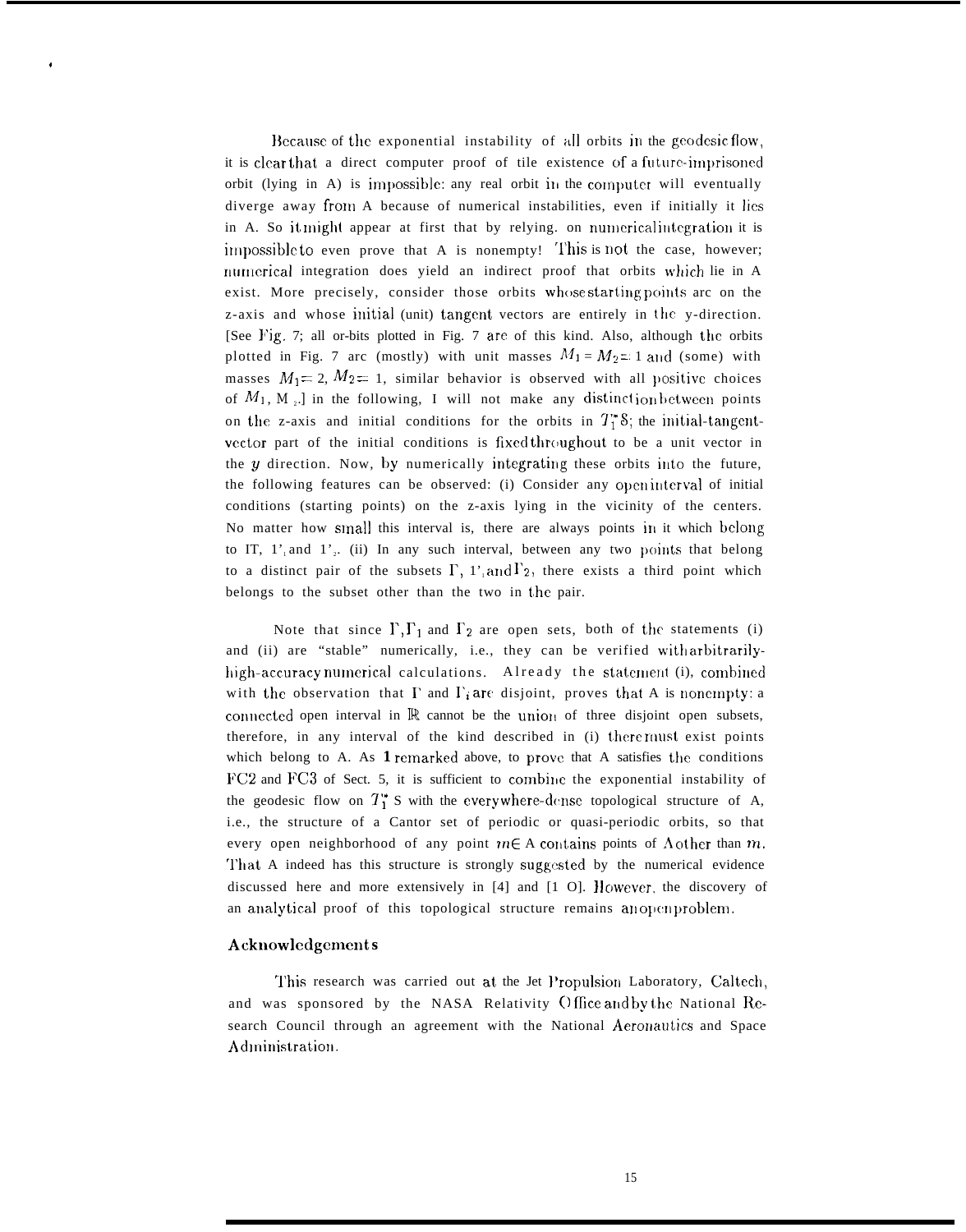Because of the exponential instability of all orbits in the geodesic flow, it is clear that a direct computer proof of tile existence of a future-imprisoned orbit (lying in A) is impossible: any real orbit in the computer will eventually diverge away from A because of numerical instabilities, even if initially it lies in A. So it might appear at first that by relying. on numerical integration it is impossible to even prove that A is nonempty! This is not the case, however; numerical integration does yield an indirect proof that orbits which lie in A exist. More precisely, consider those orbits whose starting points are on the z-axis and whose initial (unit) tangent vectors are entirely in the y-direction. [See Fig. 7; all or-bits plotted in Fig. 7 are of this kind. Also, although the orbits plotted in Fig. 7 are (mostly) with unit masses $M_1 = M_2 = 1$ and (some) with masses $M_1 = 2$, $M_2 = 1$, similar behavior is observed with all positive choices of $M_1$, $M_2$.] in the following, I will not make any distinction between points on the z-axis and initial conditions for the orbits in $T_1^* S$; the initial-tangent-vector part of the initial conditions is fixed throughout to be a unit vector in the $y$ direction. Now, by numerically integrating these orbits into the future, the following features can be observed: (i) Consider any open interval of initial conditions (starting points) on the z-axis lying in the vicinity of the centers. No matter how small this interval is, there are always points in it which belong to $\Gamma$, $\Gamma_1$ and $\Gamma_2$. (ii) In any such interval, between any two points that belong to a distinct pair of the subsets $\Gamma$, $\Gamma_1$, and $\Gamma_2$, there exists a third point which belongs to the subset other than the two in the pair.

Note that since $\Gamma, \Gamma_1$ and $\Gamma_2$ are open sets, both of the statements (i) and (ii) are "stable" numerically, i.e., they can be verified with arbitrarily-high-accuracy numerical calculations. Already the statement (i), combined with the observation that $\Gamma$ and $\Gamma_i$ are disjoint, proves that A is nonempty: a connected open interval in $\mathbb{R}$ cannot be the union of three disjoint open subsets, therefore, in any interval of the kind described in (i) there must exist points which belong to A. As I remarked above, to prove that A satisfies the conditions FC2 and FC3 of Sect. 5, it is sufficient to combine the exponential instability of the geodesic flow on $T_1^* S$ with the everywhere-dense topological structure of A, i.e., the structure of a Cantor set of periodic or quasi-periodic orbits, so that every open neighborhood of any point $m \in A$ contains points of A other than $m$. That A indeed has this structure is strongly suggested by the numerical evidence discussed here and more extensively in [4] and [10]. However, the discovery of an analytical proof of this topological structure remains an open problem.

## Acknowledgements

This research was carried out at the Jet Propulsion Laboratory, Caltech, and was sponsored by the NASA Relativity Office and by the National Research Council through an agreement with the National Aeronautics and Space Administration.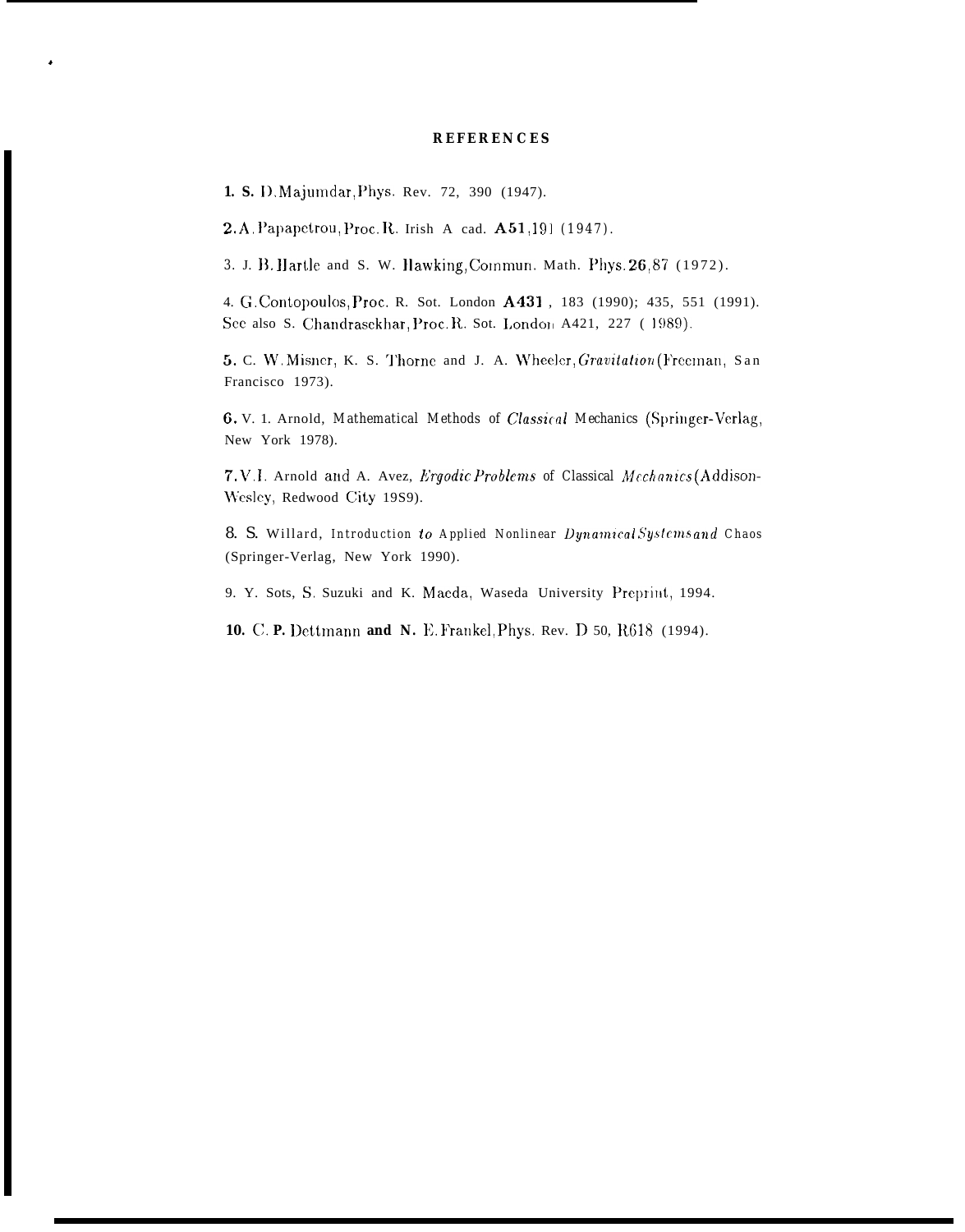## REFERENCES

1. S. D. Majumdar, Phys. Rev. 72, 390 (1947).

2. A. Papapetrou, Proc. R. Irish A cad. **A51**, 191 (1947).

3. J. B. Hartle and S. W. Hawking, Commun. Math. Phys. **26**, 87 (1972).

4. G. Contopoulos, Proc. R. Sot. London **A431**, 183 (1990); 435, 551 (1991). See also S. Chandrasekhar, Proc. R. Sot. London A421, 227 (1989).

5. C. W. Misner, K. S. Thorne and J. A. Wheeler, *Gravitation* (Freeman, San Francisco 1973).

6. V. 1. Arnold, Mathematical Methods of *Classical* Mechanics (Springer-Verlag, New York 1978).

7. V. I. Arnold and A. Avez, *Ergodic Problems* of Classical *Mechanics* (Addison-Wesley, Redwood City 19S9).

8. S. Willard, Introduction *to* Applied Nonlinear *Dynamical Systems and* Chaos (Springer-Verlag, New York 1990).

9. Y. Sots, S. Suzuki and K. Maeda, Waseda University Preprint, 1994.

10. C. P. Dettmann and N. E. Frankel, Phys. Rev. D 50, R618 (1994).